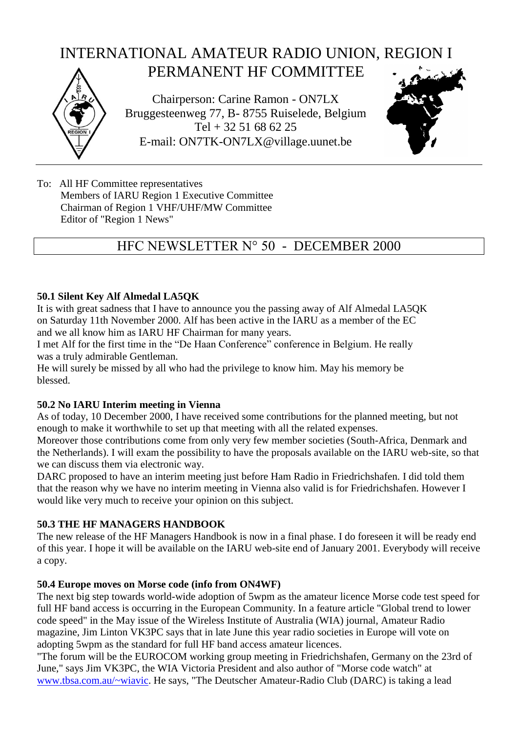# INTERNATIONAL AMATEUR RADIO UNION, REGION I
## PERMANENT HF COMMITTEE

Chairperson: Carine Ramon - ON7LX
Bruggesteenweg 77, B- 8755 Ruiselede, Belgium
Tel + 32 51 68 62 25
E-mail: ON7TK-ON7LX@village.uunet.be

---

To: All HF Committee representatives
Members of IARU Region 1 Executive Committee
Chairman of Region 1 VHF/UHF/MW Committee
Editor of "Region 1 News"

## HFC NEWSLETTER N° 50 - DECEMBER 2000

### 50.1 Silent Key Alf Almedal LA5QK

It is with great sadness that I have to announce you the passing away of Alf Almedal LA5QK on Saturday 11th November 2000. Alf has been active in the IARU as a member of the EC and we all know him as IARU HF Chairman for many years.

I met Alf for the first time in the "De Haan Conference" conference in Belgium. He really was a truly admirable Gentleman.

He will surely be missed by all who had the privilege to know him. May his memory be blessed.

### 50.2 No IARU Interim meeting in Vienna

As of today, 10 December 2000, I have received some contributions for the planned meeting, but not enough to make it worthwhile to set up that meeting with all the related expenses.

Moreover those contributions come from only very few member societies (South-Africa, Denmark and the Netherlands). I will exam the possibility to have the proposals available on the IARU web-site, so that we can discuss them via electronic way.

DARC proposed to have an interim meeting just before Ham Radio in Friedrichshafen. I did told them that the reason why we have no interim meeting in Vienna also valid is for Friedrichshafen. However I would like very much to receive your opinion on this subject.

### 50.3 THE HF MANAGERS HANDBOOK

The new release of the HF Managers Handbook is now in a final phase. I do foreseen it will be ready end of this year. I hope it will be available on the IARU web-site end of January 2001. Everybody will receive a copy.

### 50.4 Europe moves on Morse code (info from ON4WF)

The next big step towards world-wide adoption of 5wpm as the amateur licence Morse code test speed for full HF band access is occurring in the European Community. In a feature article "Global trend to lower code speed" in the May issue of the Wireless Institute of Australia (WIA) journal, Amateur Radio magazine, Jim Linton VK3PC says that in late June this year radio societies in Europe will vote on adopting 5wpm as the standard for full HF band access amateur licences.

"The forum will be the EUROCOM working group meeting in Friedrichshafen, Germany on the 23rd of June," says Jim VK3PC, the WIA Victoria President and also author of "Morse code watch" at www.tbsa.com.au/~wiavic. He says, "The Deutscher Amateur-Radio Club (DARC) is taking a lead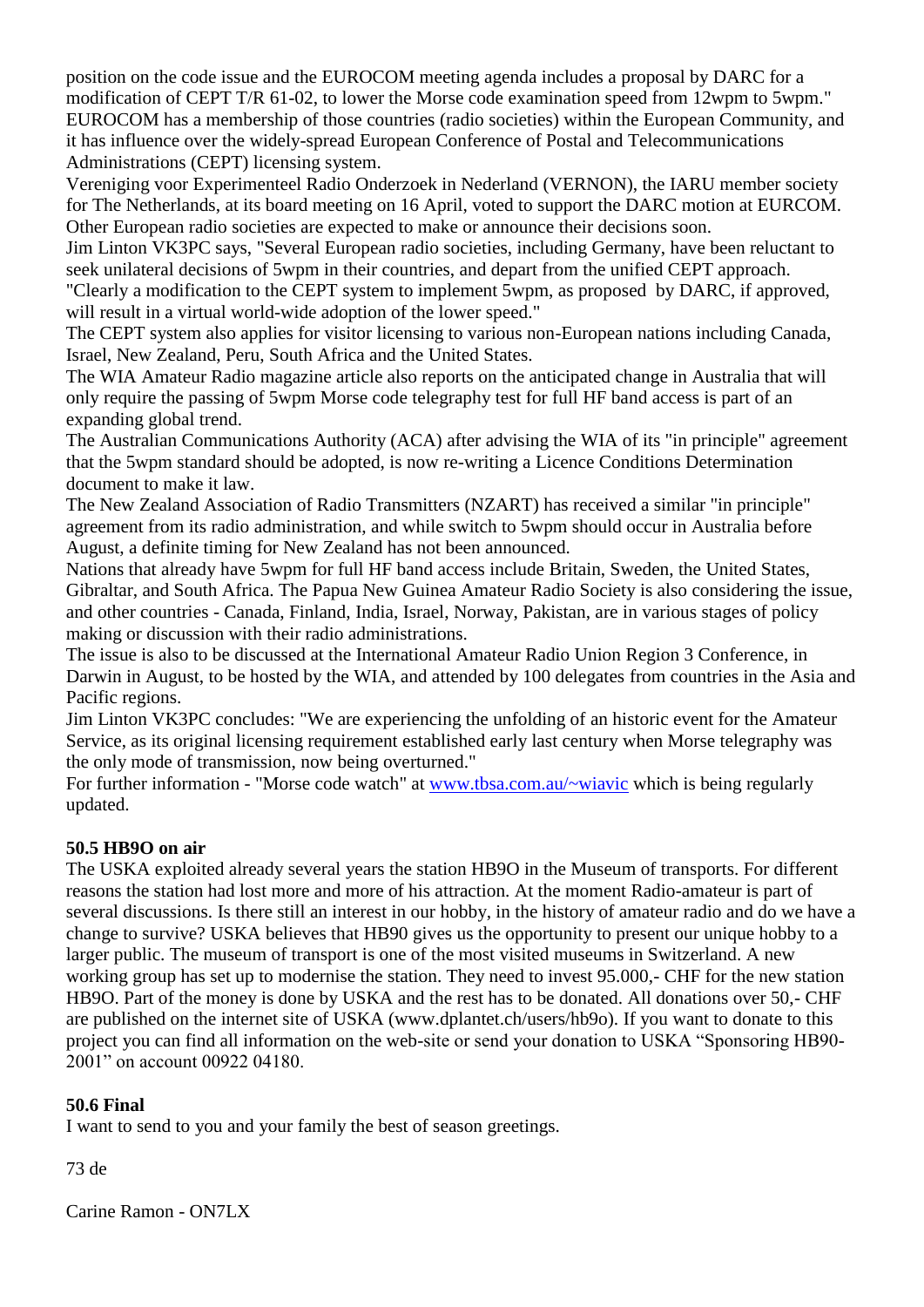position on the code issue and the EUROCOM meeting agenda includes a proposal by DARC for a modification of CEPT T/R 61-02, to lower the Morse code examination speed from 12wpm to 5wpm."
EUROCOM has a membership of those countries (radio societies) within the European Community, and it has influence over the widely-spread European Conference of Postal and Telecommunications Administrations (CEPT) licensing system.
Vereniging voor Experimenteel Radio Onderzoek in Nederland (VERNON), the IARU member society for The Netherlands, at its board meeting on 16 April, voted to support the DARC motion at EURCOM. Other European radio societies are expected to make or announce their decisions soon.
Jim Linton VK3PC says, "Several European radio societies, including Germany, have been reluctant to seek unilateral decisions of 5wpm in their countries, and depart from the unified CEPT approach.
"Clearly a modification to the CEPT system to implement 5wpm, as proposed by DARC, if approved, will result in a virtual world-wide adoption of the lower speed."
The CEPT system also applies for visitor licensing to various non-European nations including Canada, Israel, New Zealand, Peru, South Africa and the United States.
The WIA Amateur Radio magazine article also reports on the anticipated change in Australia that will only require the passing of 5wpm Morse code telegraphy test for full HF band access is part of an expanding global trend.
The Australian Communications Authority (ACA) after advising the WIA of its "in principle" agreement that the 5wpm standard should be adopted, is now re-writing a Licence Conditions Determination document to make it law.
The New Zealand Association of Radio Transmitters (NZART) has received a similar "in principle" agreement from its radio administration, and while switch to 5wpm should occur in Australia before August, a definite timing for New Zealand has not been announced.
Nations that already have 5wpm for full HF band access include Britain, Sweden, the United States, Gibraltar, and South Africa. The Papua New Guinea Amateur Radio Society is also considering the issue, and other countries - Canada, Finland, India, Israel, Norway, Pakistan, are in various stages of policy making or discussion with their radio administrations.
The issue is also to be discussed at the International Amateur Radio Union Region 3 Conference, in Darwin in August, to be hosted by the WIA, and attended by 100 delegates from countries in the Asia and Pacific regions.
Jim Linton VK3PC concludes: "We are experiencing the unfolding of an historic event for the Amateur Service, as its original licensing requirement established early last century when Morse telegraphy was the only mode of transmission, now being overturned."
For further information - "Morse code watch" at www.tbsa.com.au/~wiavic which is being regularly updated.

**50.5 HB9O on air**

The USKA exploited already several years the station HB9O in the Museum of transports. For different reasons the station had lost more and more of his attraction. At the moment Radio-amateur is part of several discussions. Is there still an interest in our hobby, in the history of amateur radio and do we have a change to survive? USKA believes that HB90 gives us the opportunity to present our unique hobby to a larger public. The museum of transport is one of the most visited museums in Switzerland. A new working group has set up to modernise the station. They need to invest 95.000,- CHF for the new station HB9O. Part of the money is done by USKA and the rest has to be donated. All donations over 50,- CHF are published on the internet site of USKA (www.dplantet.ch/users/hb9o). If you want to donate to this project you can find all information on the web-site or send your donation to USKA “Sponsoring HB90-2001” on account 00922 04180.

**50.6 Final**

I want to send to you and your family the best of season greetings.

73 de

Carine Ramon - ON7LX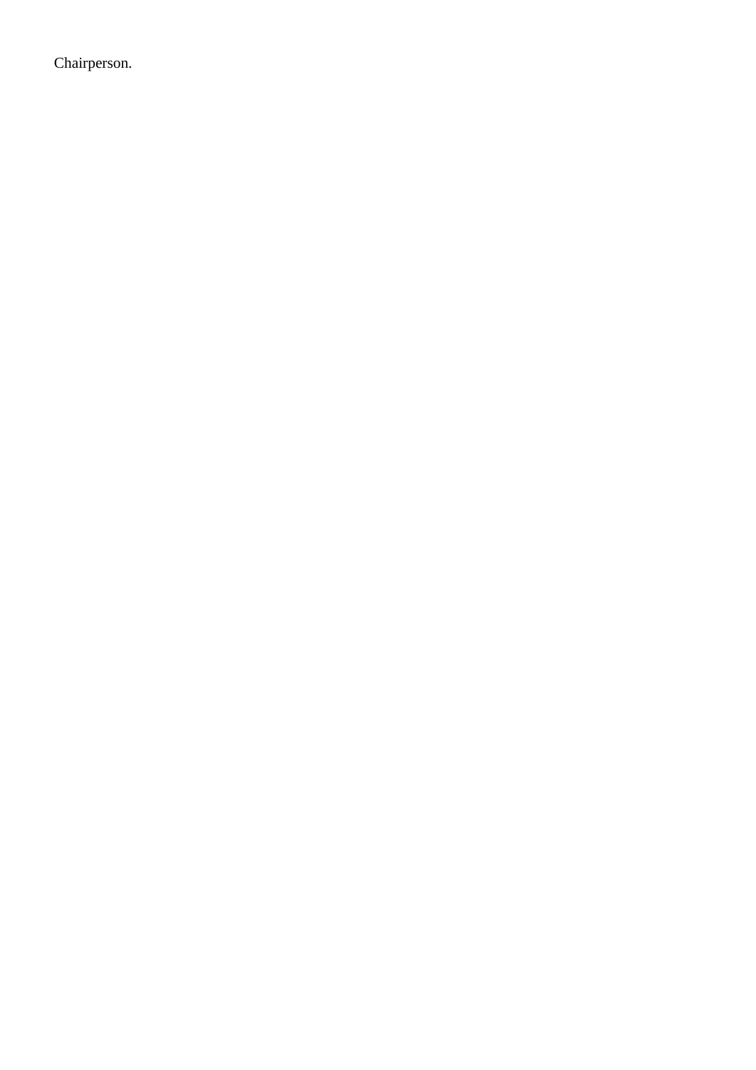Chairperson.